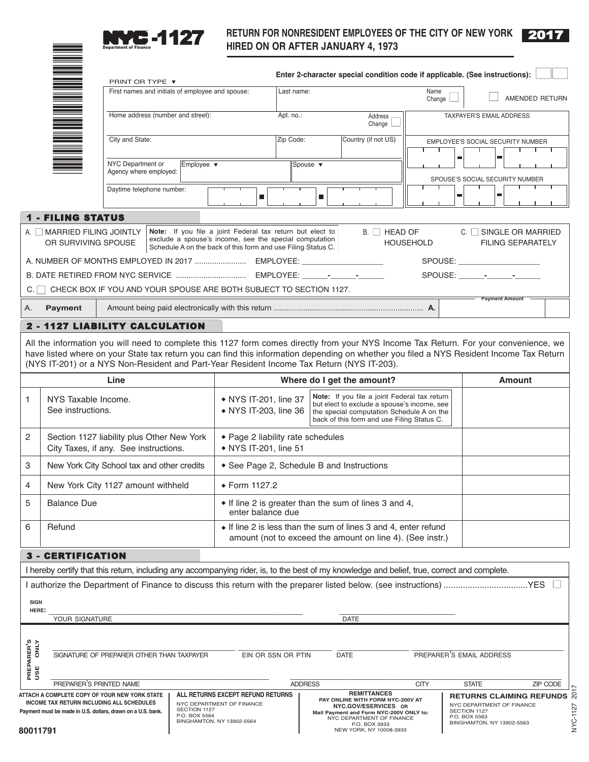# NYC-1127

Department of Finance

## RETURN FOR NONRESIDENT EMPLOYEES OF THE CITY OF NEW YORK HIRED ON OR AFTER JANUARY 4, 1973

**2017**

Enter 2-character special condition code if applicable. (See instructions):

PRINT OR TYPE ▼

| First names and initials of employee and spouse: | Last name: | Name Change ☐ | ☐ AMENDED RETURN |
|---|---|---|---|
| Home address (number and street): | Apt. no.: | Address Change ☐ | TAXPAYER'S EMAIL ADDRESS |
| City and State: | Zip Code: | Country (if not US) | EMPLOYEE'S SOCIAL SECURITY NUMBER |
| NYC Department or Agency where employed: | Employee ▼ | Spouse ▼ | SPOUSE'S SOCIAL SECURITY NUMBER |
| Daytime telephone number: | | | |

## 1 - FILING STATUS

A. ☐ MARRIED FILING JOINTLY OR SURVIVING SPOUSE

**Note:** If you file a joint Federal tax return but elect to exclude a spouse's income, see the special computation Schedule A on the back of this form and use Filing Status C.

B. ☐ HEAD OF HOUSEHOLD

C. ☐ SINGLE OR MARRIED FILING SEPARATELY

A. NUMBER OF MONTHS EMPLOYED IN 2017 ........................ EMPLOYEE: ___________________ SPOUSE: ___________________

B. DATE RETIRED FROM NYC SERVICE ................................. EMPLOYEE: ______-______-______ SPOUSE: ______-______-______

C. ☐ CHECK BOX IF YOU AND YOUR SPOUSE ARE BOTH SUBJECT TO SECTION 1127.

| A. | **Payment** | Amount being paid electronically with this return ..................................................................... **A.** | Payment Amount |
|---|---|---|---|

## 2 - 1127 LIABILITY CALCULATION

All the information you will need to complete this 1127 form comes directly from your NYS Income Tax Return. For your convenience, we have listed where on your State tax return you can find this information depending on whether you filed a NYS Resident Income Tax Return (NYS IT-201) or a NYS Non-Resident and Part-Year Resident Income Tax Return (NYS IT-203).

| | Line | Where do I get the amount? | Amount |
|---|---|---|---|
| 1 | NYS Taxable Income. See instructions. | ◆ NYS IT-201, line 37 ◆ NYS IT-203, line 36 — **Note:** If you file a joint Federal tax return but elect to exclude a spouse's income, see the special computation Schedule A on the back of this form and use Filing Status C. | |
| 2 | Section 1127 liability plus Other New York City Taxes, if any. See instructions. | ◆ Page 2 liability rate schedules ◆ NYS IT-201, line 51 | |
| 3 | New York City School tax and other credits | ◆ See Page 2, Schedule B and Instructions | |
| 4 | New York City 1127 amount withheld | ◆ Form 1127.2 | |
| 5 | Balance Due | ◆ If line 2 is greater than the sum of lines 3 and 4, enter balance due | |
| 6 | Refund | ◆ If line 2 is less than the sum of lines 3 and 4, enter refund amount (not to exceed the amount on line 4). (See instr.) | |

## 3 - CERTIFICATION

I hereby certify that this return, including any accompanying rider, is, to the best of my knowledge and belief, true, correct and complete.

I authorize the Department of Finance to discuss this return with the preparer listed below. (see instructions) ..................................YES ☐

SIGN HERE: ______________________________ YOUR SIGNATURE ______________ DATE

PREPARER'S USE ONLY

______________________________ SIGNATURE OF PREPARER OTHER THAN TAXPAYER ______________ EIN OR SSN OR PTIN ______________ DATE ______________ PREPARER'S EMAIL ADDRESS

______________________________ PREPARER'S PRINTED NAME ______________ ADDRESS ______________ CITY ______________ STATE ______________ ZIP CODE

**ATTACH A COMPLETE COPY OF YOUR NEW YORK STATE INCOME TAX RETURN INCLUDING ALL SCHEDULES**

**Payment must be made in U.S. dollars, drawn on a U.S. bank.**

**ALL RETURNS EXCEPT REFUND RETURNS**
NYC DEPARTMENT OF FINANCE
SECTION 1127
P.O. BOX 5564
BINGHAMTON, NY 13902-5564

**REMITTANCES**
**PAY ONLINE WITH FORM NYC-200V AT NYC.GOV/ESERVICES OR**
**Mail Payment and Form NYC-200V ONLY to:**
NYC DEPARTMENT OF FINANCE
P.O. BOX 3933
NEW YORK, NY 10008-3933

**RETURNS CLAIMING REFUNDS**
NYC DEPARTMENT OF FINANCE
SECTION 1127
P.O. BOX 5563
BINGHAMTON, NY 13902-5563

80011791

NYC-1127 2017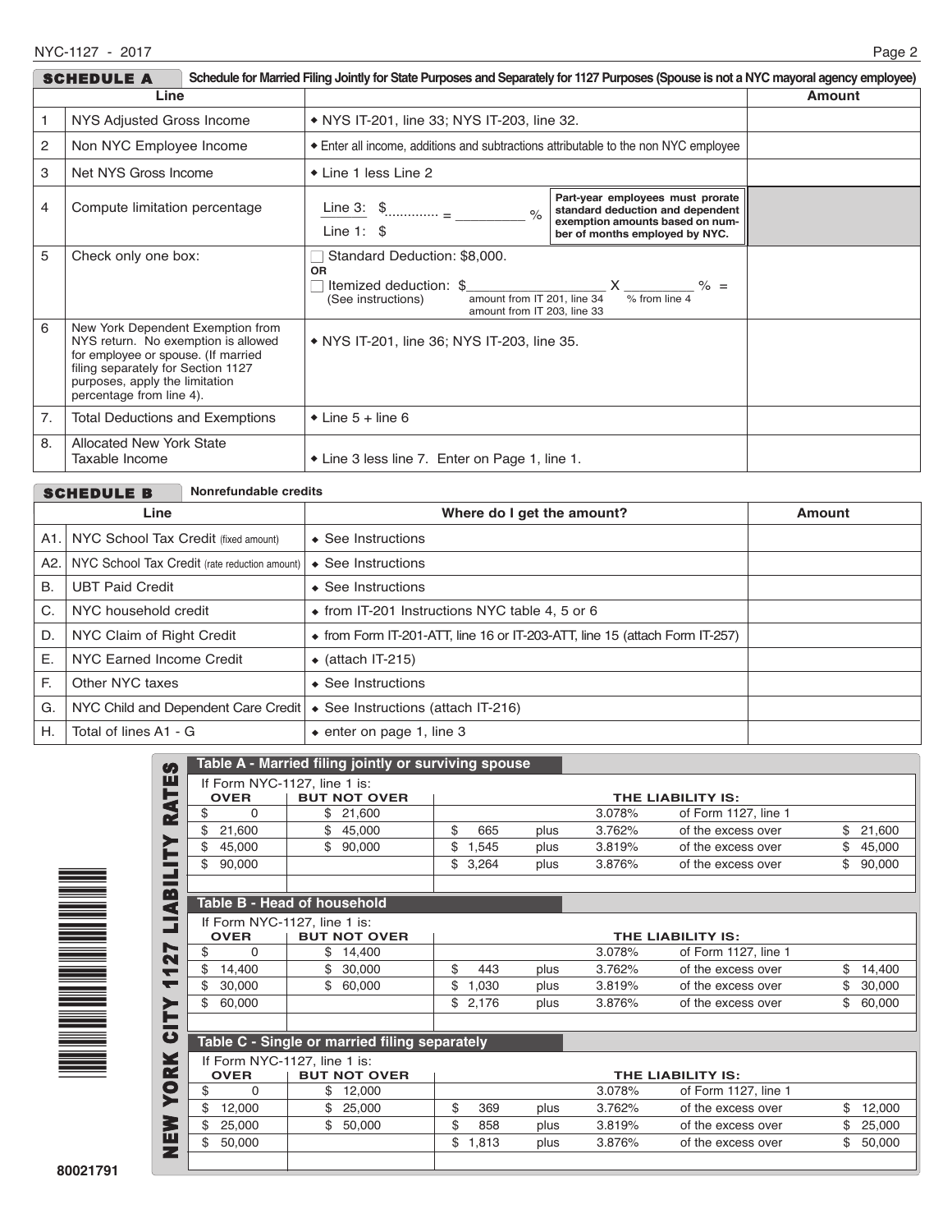## SCHEDULE A — Schedule for Married Filing Jointly for State Purposes and Separately for 1127 Purposes (Spouse is not a NYC mayoral agency employee)

| | Line | | Amount |
|---|---|---|---|
| 1 | NYS Adjusted Gross Income | ◆ NYS IT-201, line 33; NYS IT-203, line 32. | |
| 2 | Non NYC Employee Income | ◆ Enter all income, additions and subtractions attributable to the non NYC employee | |
| 3 | Net NYS Gross Income | ◆ Line 1 less Line 2 | |
| 4 | Compute limitation percentage | Line 3: $............ / Line 1: $ = __________ % — Part-year employees must prorate standard deduction and dependent exemption amounts based on number of months employed by NYC. | |
| 5 | Check only one box: | ☐ Standard Deduction: $8,000. OR ☐ Itemized deduction: $__________ (amount from IT 201, line 34 / amount from IT 203, line 33) X __________ % (% from line 4) = (See instructions) | |
| 6 | New York Dependent Exemption from NYS return. No exemption is allowed for employee or spouse. (If married filing separately for Section 1127 purposes, apply the limitation percentage from line 4). | ◆ NYS IT-201, line 36; NYS IT-203, line 35. | |
| 7. | Total Deductions and Exemptions | ◆ Line 5 + line 6 | |
| 8. | Allocated New York State Taxable Income | ◆ Line 3 less line 7. Enter on Page 1, line 1. | |

## SCHEDULE B — Nonrefundable credits

| | Line | Where do I get the amount? | Amount |
|---|---|---|---|
| A1. | NYC School Tax Credit (fixed amount) | ◆ See Instructions | |
| A2. | NYC School Tax Credit (rate reduction amount) | ◆ See Instructions | |
| B. | UBT Paid Credit | ◆ See Instructions | |
| C. | NYC household credit | ◆ from IT-201 Instructions NYC table 4, 5 or 6 | |
| D. | NYC Claim of Right Credit | ◆ from Form IT-201-ATT, line 16 or IT-203-ATT, line 15 (attach Form IT-257) | |
| E. | NYC Earned Income Credit | ◆ (attach IT-215) | |
| F. | Other NYC taxes | ◆ See Instructions | |
| G. | NYC Child and Dependent Care Credit | ◆ See Instructions (attach IT-216) | |
| H. | Total of lines A1 - G | ◆ enter on page 1, line 3 | |

## NEW YORK CITY 1127 LIABILITY RATES

### Table A - Married filing jointly or surviving spouse

If Form NYC-1127, line 1 is:

| OVER | BUT NOT OVER | THE LIABILITY IS: | | | | |
|---|---|---|---|---|---|---|
| $ 0 | $ 21,600 | | | 3.078% | of Form 1127, line 1 | |
| $ 21,600 | $ 45,000 | $ 665 | plus | 3.762% | of the excess over | $ 21,600 |
| $ 45,000 | $ 90,000 | $ 1,545 | plus | 3.819% | of the excess over | $ 45,000 |
| $ 90,000 | | $ 3,264 | plus | 3.876% | of the excess over | $ 90,000 |

### Table B - Head of household

If Form NYC-1127, line 1 is:

| OVER | BUT NOT OVER | THE LIABILITY IS: | | | | |
|---|---|---|---|---|---|---|
| $ 0 | $ 14,400 | | | 3.078% | of Form 1127, line 1 | |
| $ 14,400 | $ 30,000 | $ 443 | plus | 3.762% | of the excess over | $ 14,400 |
| $ 30,000 | $ 60,000 | $ 1,030 | plus | 3.819% | of the excess over | $ 30,000 |
| $ 60,000 | | $ 2,176 | plus | 3.876% | of the excess over | $ 60,000 |

### Table C - Single or married filing separately

If Form NYC-1127, line 1 is:

| OVER | BUT NOT OVER | THE LIABILITY IS: | | | | |
|---|---|---|---|---|---|---|
| $ 0 | $ 12,000 | | | 3.078% | of Form 1127, line 1 | |
| $ 12,000 | $ 25,000 | $ 369 | plus | 3.762% | of the excess over | $ 12,000 |
| $ 25,000 | $ 50,000 | $ 858 | plus | 3.819% | of the excess over | $ 25,000 |
| $ 50,000 | | $ 1,813 | plus | 3.876% | of the excess over | $ 50,000 |

80021791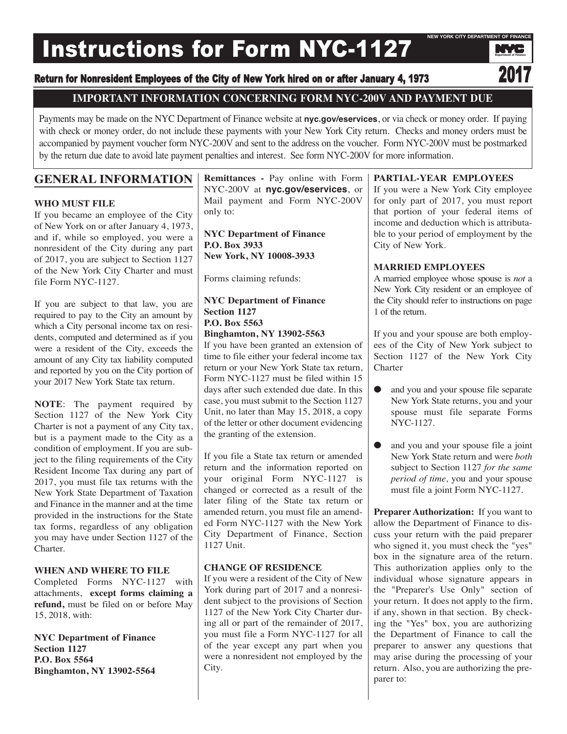# Instructions for Form NYC-1127

NEW YORK CITY DEPARTMENT OF FINANCE

## Return for Nonresident Employees of the City of New York hired on or after January 4, 1973

2017

### IMPORTANT INFORMATION CONCERNING FORM NYC-200V AND PAYMENT DUE

Payments may be made on the NYC Department of Finance website at **nyc.gov/eservices**, or via check or money order. If paying with check or money order, do not include these payments with your New York City return. Checks and money orders must be accompanied by payment voucher form NYC-200V and sent to the address on the voucher. Form NYC-200V must be postmarked by the return due date to avoid late payment penalties and interest. See form NYC-200V for more information.

## GENERAL INFORMATION

**WHO MUST FILE**

If you became an employee of the City of New York on or after January 4, 1973, and if, while so employed, you were a nonresident of the City during any part of 2017, you are subject to Section 1127 of the New York City Charter and must file Form NYC-1127.

If you are subject to that law, you are required to pay to the City an amount by which a City personal income tax on residents, computed and determined as if you were a resident of the City, exceeds the amount of any City tax liability computed and reported by you on the City portion of your 2017 New York State tax return.

**NOTE**: The payment required by Section 1127 of the New York City Charter is not a payment of any City tax, but is a payment made to the City as a condition of employment. If you are subject to the filing requirements of the City Resident Income Tax during any part of 2017, you must file tax returns with the New York State Department of Taxation and Finance in the manner and at the time provided in the instructions for the State tax forms, regardless of any obligation you may have under Section 1127 of the Charter.

**WHEN AND WHERE TO FILE**

Completed Forms NYC-1127 with attachments, **except forms claiming a refund,** must be filed on or before May 15, 2018, with:

**NYC Department of Finance**
**Section 1127**
**P.O. Box 5564**
**Binghamton, NY 13902-5564**

**Remittances -** Pay online with Form NYC-200V at **nyc.gov/eservices**, or Mail payment and Form NYC-200V only to:

**NYC Department of Finance**
**P.O. Box 3933**
**New York, NY 10008-3933**

Forms claiming refunds:

**NYC Department of Finance**
**Section 1127**
**P.O. Box 5563**
**Binghamton, NY 13902-5563**

If you have been granted an extension of time to file either your federal income tax return or your New York State tax return, Form NYC-1127 must be filed within 15 days after such extended due date. In this case, you must submit to the Section 1127 Unit, no later than May 15, 2018, a copy of the letter or other document evidencing the granting of the extension.

If you file a State tax return or amended return and the information reported on your original Form NYC-1127 is changed or corrected as a result of the later filing of the State tax return or amended return, you must file an amended Form NYC-1127 with the New York City Department of Finance, Section 1127 Unit.

**CHANGE OF RESIDENCE**

If you were a resident of the City of New York during part of 2017 and a nonresident subject to the provisions of Section 1127 of the New York City Charter during all or part of the remainder of 2017, you must file a Form NYC-1127 for all of the year except any part when you were a nonresident not employed by the City.

**PARTIAL-YEAR EMPLOYEES**

If you were a New York City employee for only part of 2017, you must report that portion of your federal items of income and deduction which is attributable to your period of employment by the City of New York.

**MARRIED EMPLOYEES**

A married employee whose spouse is *not* a New York City resident or an employee of the City should refer to instructions on page 1 of the return.

If you and your spouse are both employees of the City of New York subject to Section 1127 of the New York City Charter

- and you and your spouse file separate New York State returns, you and your spouse must file separate Forms NYC-1127.
- and you and your spouse file a joint New York State return and were *both* subject to Section 1127 *for the same period of time,* you and your spouse must file a joint Form NYC-1127.

**Preparer Authorization:** If you want to allow the Department of Finance to discuss your return with the paid preparer who signed it, you must check the "yes" box in the signature area of the return. This authorization applies only to the individual whose signature appears in the "Preparer's Use Only" section of your return. It does not apply to the firm, if any, shown in that section. By checking the "Yes" box, you are authorizing the Department of Finance to call the preparer to answer any questions that may arise during the processing of your return. Also, you are authorizing the preparer to: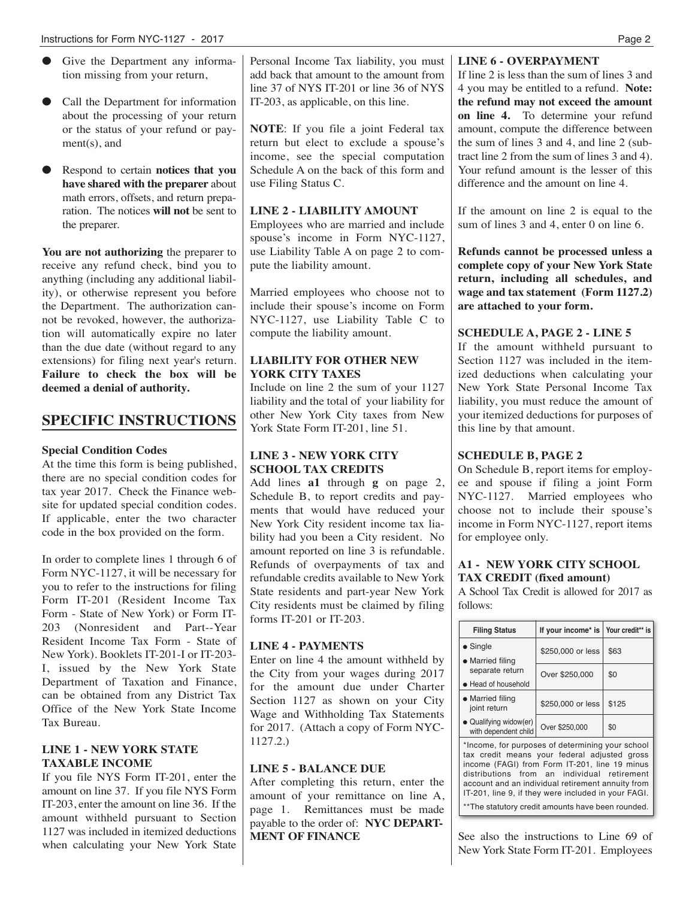- Give the Department any information missing from your return,
- Call the Department for information about the processing of your return or the status of your refund or payment(s), and
- Respond to certain **notices that you have shared with the preparer** about math errors, offsets, and return preparation. The notices **will not** be sent to the preparer.

**You are not authorizing** the preparer to receive any refund check, bind you to anything (including any additional liability), or otherwise represent you before the Department. The authorization cannot be revoked, however, the authorization will automatically expire no later than the due date (without regard to any extensions) for filing next year's return. **Failure to check the box will be deemed a denial of authority.**

## SPECIFIC INSTRUCTIONS

**Special Condition Codes**

At the time this form is being published, there are no special condition codes for tax year 2017. Check the Finance website for updated special condition codes. If applicable, enter the two character code in the box provided on the form.

In order to complete lines 1 through 6 of Form NYC-1127, it will be necessary for you to refer to the instructions for filing Form IT-201 (Resident Income Tax Form - State of New York) or Form IT-203 (Nonresident and Part--Year Resident Income Tax Form - State of New York). Booklets IT-201-I or IT-203-I, issued by the New York State Department of Taxation and Finance, can be obtained from any District Tax Office of the New York State Income Tax Bureau.

### LINE 1 - NEW YORK STATE TAXABLE INCOME

If you file NYS Form IT-201, enter the amount on line 37. If you file NYS Form IT-203, enter the amount on line 36. If the amount withheld pursuant to Section 1127 was included in itemized deductions when calculating your New York State Personal Income Tax liability, you must add back that amount to the amount from line 37 of NYS IT-201 or line 36 of NYS IT-203, as applicable, on this line.

**NOTE**: If you file a joint Federal tax return but elect to exclude a spouse's income, see the special computation Schedule A on the back of this form and use Filing Status C.

### LINE 2 - LIABILITY AMOUNT

Employees who are married and include spouse's income in Form NYC-1127, use Liability Table A on page 2 to compute the liability amount.

Married employees who choose not to include their spouse's income on Form NYC-1127, use Liability Table C to compute the liability amount.

### LIABILITY FOR OTHER NEW YORK CITY TAXES

Include on line 2 the sum of your 1127 liability and the total of your liability for other New York City taxes from New York State Form IT-201, line 51.

### LINE 3 - NEW YORK CITY SCHOOL TAX CREDITS

Add lines **a1** through **g** on page 2, Schedule B, to report credits and payments that would have reduced your New York City resident income tax liability had you been a City resident. No amount reported on line 3 is refundable. Refunds of overpayments of tax and refundable credits available to New York State residents and part-year New York City residents must be claimed by filing forms IT-201 or IT-203.

### LINE 4 - PAYMENTS

Enter on line 4 the amount withheld by the City from your wages during 2017 for the amount due under Charter Section 1127 as shown on your City Wage and Withholding Tax Statements for 2017. (Attach a copy of Form NYC-1127.2.)

### LINE 5 - BALANCE DUE

After completing this return, enter the amount of your remittance on line A, page 1. Remittances must be made payable to the order of: **NYC DEPARTMENT OF FINANCE**

### LINE 6 - OVERPAYMENT

If line 2 is less than the sum of lines 3 and 4 you may be entitled to a refund. **Note: the refund may not exceed the amount on line 4.** To determine your refund amount, compute the difference between the sum of lines 3 and 4, and line 2 (subtract line 2 from the sum of lines 3 and 4). Your refund amount is the lesser of this difference and the amount on line 4.

If the amount on line 2 is equal to the sum of lines 3 and 4, enter 0 on line 6.

**Refunds cannot be processed unless a complete copy of your New York State return, including all schedules, and wage and tax statement (Form 1127.2) are attached to your form.**

### SCHEDULE A, PAGE 2 - LINE 5

If the amount withheld pursuant to Section 1127 was included in the itemized deductions when calculating your New York State Personal Income Tax liability, you must reduce the amount of your itemized deductions for purposes of this line by that amount.

### SCHEDULE B, PAGE 2

On Schedule B, report items for employee and spouse if filing a joint Form NYC-1127. Married employees who choose not to include their spouse's income in Form NYC-1127, report items for employee only.

### A1 - NEW YORK CITY SCHOOL TAX CREDIT (fixed amount)

A School Tax Credit is allowed for 2017 as follows:

| Filing Status | If your income* is | Your credit** is |
|---|---|---|
| • Single<br>• Married filing separate return<br>• Head of household | $250,000 or less | $63 |
| | Over $250,000 | $0 |
| • Married filing joint return<br>• Qualifying widow(er) with dependent child | $250,000 or less | $125 |
| | Over $250,000 | $0 |

*Income, for purposes of determining your school tax credit means your federal adjusted gross income (FAGI) from Form IT-201, line 19 minus distributions from an individual retirement account and an individual retirement annuity from IT-201, line 9, if they were included in your FAGI.

**The statutory credit amounts have been rounded.

See also the instructions to Line 69 of New York State Form IT-201. Employees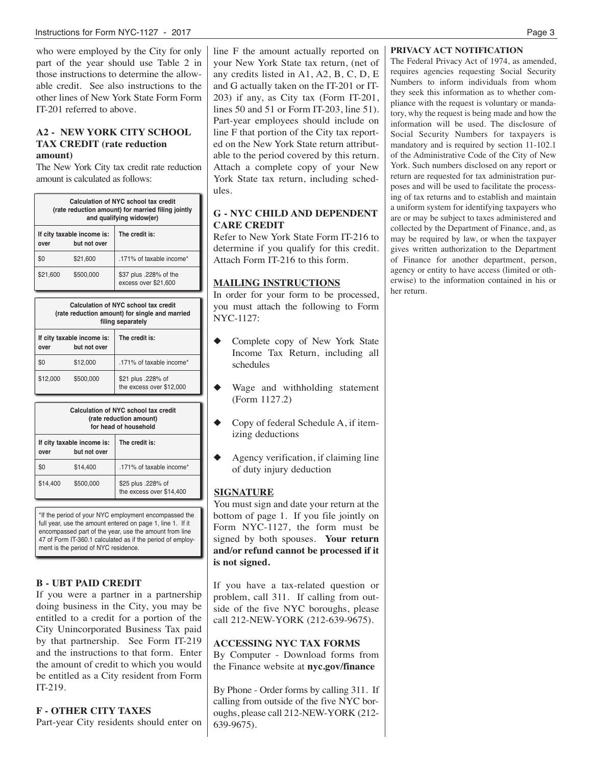who were employed by the City for only part of the year should use Table 2 in those instructions to determine the allowable credit. See also instructions to the other lines of New York State Form Form IT-201 referred to above.

### A2 - NEW YORK CITY SCHOOL TAX CREDIT (rate reduction amount)

The New York City tax credit rate reduction amount is calculated as follows:

**Calculation of NYC school tax credit (rate reduction amount) for married filing jointly and qualifying widow(er)**

| If city taxable income is: over | but not over | The credit is: |
|---|---|---|
| $0 | $21,600 | .171% of taxable income* |
| $21,600 | $500,000 | $37 plus .228% of the excess over $21,600 |

**Calculation of NYC school tax credit (rate reduction amount) for single and married filing separately**

| If city taxable income is: over | but not over | The credit is: |
|---|---|---|
| $0 | $12,000 | .171% of taxable income* |
| $12,000 | $500,000 | $21 plus .228% of the excess over $12,000 |

**Calculation of NYC school tax credit (rate reduction amount) for head of household**

| If city taxable income is: over | but not over | The credit is: |
|---|---|---|
| $0 | $14,400 | .171% of taxable income* |
| $14,400 | $500,000 | $25 plus .228% of the excess over $14,400 |

*If the period of your NYC employment encompassed the full year, use the amount entered on page 1, line 1. If it encompassed part of the year, use the amount from line 47 of Form IT-360.1 calculated as if the period of employment is the period of NYC residence.

### B - UBT PAID CREDIT

If you were a partner in a partnership doing business in the City, you may be entitled to a credit for a portion of the City Unincorporated Business Tax paid by that partnership. See Form IT-219 and the instructions to that form. Enter the amount of credit to which you would be entitled as a City resident from Form IT-219.

### F - OTHER CITY TAXES

Part-year City residents should enter on line F the amount actually reported on your New York State tax return, (net of any credits listed in A1, A2, B, C, D, E and G actually taken on the IT-201 or IT-203) if any, as City tax (Form IT-201, lines 50 and 51 or Form IT-203, line 51). Part-year employees should include on line F that portion of the City tax reported on the New York State return attributable to the period covered by this return. Attach a complete copy of your New York State tax return, including schedules.

### G - NYC CHILD AND DEPENDENT CARE CREDIT

Refer to New York State Form IT-216 to determine if you qualify for this credit. Attach Form IT-216 to this form.

### MAILING INSTRUCTIONS

In order for your form to be processed, you must attach the following to Form NYC-1127:

- Complete copy of New York State Income Tax Return, including all schedules
- Wage and withholding statement (Form 1127.2)
- Copy of federal Schedule A, if itemizing deductions
- Agency verification, if claiming line of duty injury deduction

### SIGNATURE

You must sign and date your return at the bottom of page 1. If you file jointly on Form NYC-1127, the form must be signed by both spouses. **Your return and/or refund cannot be processed if it is not signed.**

If you have a tax-related question or problem, call 311. If calling from outside of the five NYC boroughs, please call 212-NEW-YORK (212-639-9675).

### ACCESSING NYC TAX FORMS

By Computer - Download forms from the Finance website at **nyc.gov/finance**

By Phone - Order forms by calling 311. If calling from outside of the five NYC boroughs, please call 212-NEW-YORK (212-639-9675).

### PRIVACY ACT NOTIFICATION

The Federal Privacy Act of 1974, as amended, requires agencies requesting Social Security Numbers to inform individuals from whom they seek this information as to whether compliance with the request is voluntary or mandatory, why the request is being made and how the information will be used. The disclosure of Social Security Numbers for taxpayers is mandatory and is required by section 11-102.1 of the Administrative Code of the City of New York. Such numbers disclosed on any report or return are requested for tax administration purposes and will be used to facilitate the processing of tax returns and to establish and maintain a uniform system for identifying taxpayers who are or may be subject to taxes administered and collected by the Department of Finance, and, as may be required by law, or when the taxpayer gives written authorization to the Department of Finance for another department, person, agency or entity to have access (limited or otherwise) to the information contained in his or her return.